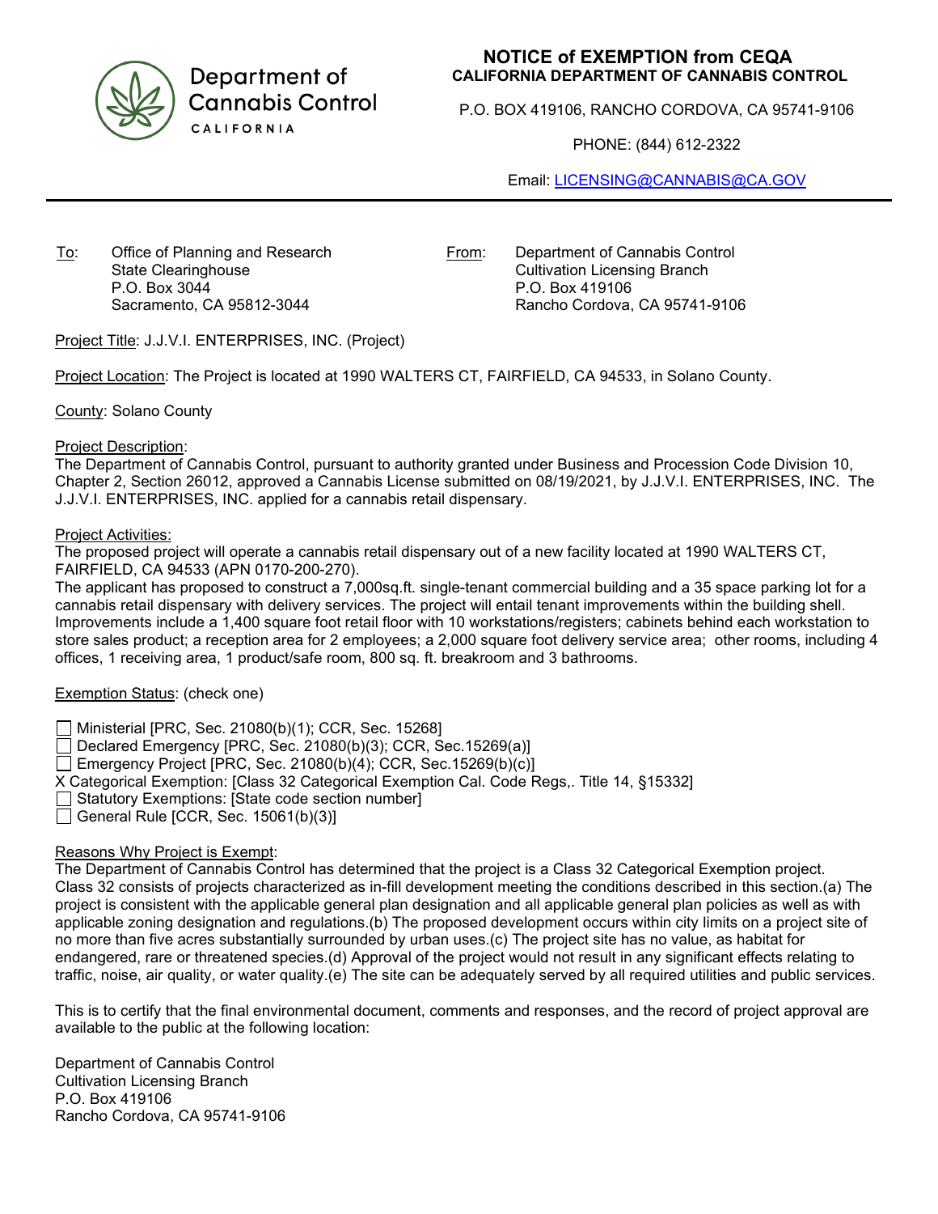Department of Cannabis Control
CALIFORNIA

# NOTICE of EXEMPTION from CEQA
## CALIFORNIA DEPARTMENT OF CANNABIS CONTROL

P.O. BOX 419106, RANCHO CORDOVA, CA 95741-9106

PHONE: (844) 612-2322

Email: LICENSING@CANNABIS@CA.GOV

---

To: Office of Planning and Research
State Clearinghouse
P.O. Box 3044
Sacramento, CA 95812-3044

From: Department of Cannabis Control
Cultivation Licensing Branch
P.O. Box 419106
Rancho Cordova, CA 95741-9106

Project Title: J.J.V.I. ENTERPRISES, INC. (Project)

Project Location: The Project is located at 1990 WALTERS CT, FAIRFIELD, CA 94533, in Solano County.

County: Solano County

Project Description:
The Department of Cannabis Control, pursuant to authority granted under Business and Procession Code Division 10, Chapter 2, Section 26012, approved a Cannabis License submitted on 08/19/2021, by J.J.V.I. ENTERPRISES, INC. The J.J.V.I. ENTERPRISES, INC. applied for a cannabis retail dispensary.

Project Activities:
The proposed project will operate a cannabis retail dispensary out of a new facility located at 1990 WALTERS CT, FAIRFIELD, CA 94533 (APN 0170-200-270).
The applicant has proposed to construct a 7,000sq.ft. single-tenant commercial building and a 35 space parking lot for a cannabis retail dispensary with delivery services. The project will entail tenant improvements within the building shell. Improvements include a 1,400 square foot retail floor with 10 workstations/registers; cabinets behind each workstation to store sales product; a reception area for 2 employees; a 2,000 square foot delivery service area; other rooms, including 4 offices, 1 receiving area, 1 product/safe room, 800 sq. ft. breakroom and 3 bathrooms.

Exemption Status: (check one)

- ☐ Ministerial [PRC, Sec. 21080(b)(1); CCR, Sec. 15268]
- ☐ Declared Emergency [PRC, Sec. 21080(b)(3); CCR, Sec.15269(a)]
- ☐ Emergency Project [PRC, Sec. 21080(b)(4); CCR, Sec.15269(b)(c)]
- X Categorical Exemption: [Class 32 Categorical Exemption Cal. Code Regs,. Title 14, §15332]
- ☐ Statutory Exemptions: [State code section number]
- ☐ General Rule [CCR, Sec. 15061(b)(3)]

Reasons Why Project is Exempt:
The Department of Cannabis Control has determined that the project is a Class 32 Categorical Exemption project. Class 32 consists of projects characterized as in-fill development meeting the conditions described in this section.(a) The project is consistent with the applicable general plan designation and all applicable general plan policies as well as with applicable zoning designation and regulations.(b) The proposed development occurs within city limits on a project site of no more than five acres substantially surrounded by urban uses.(c) The project site has no value, as habitat for endangered, rare or threatened species.(d) Approval of the project would not result in any significant effects relating to traffic, noise, air quality, or water quality.(e) The site can be adequately served by all required utilities and public services.

This is to certify that the final environmental document, comments and responses, and the record of project approval are available to the public at the following location:

Department of Cannabis Control
Cultivation Licensing Branch
P.O. Box 419106
Rancho Cordova, CA 95741-9106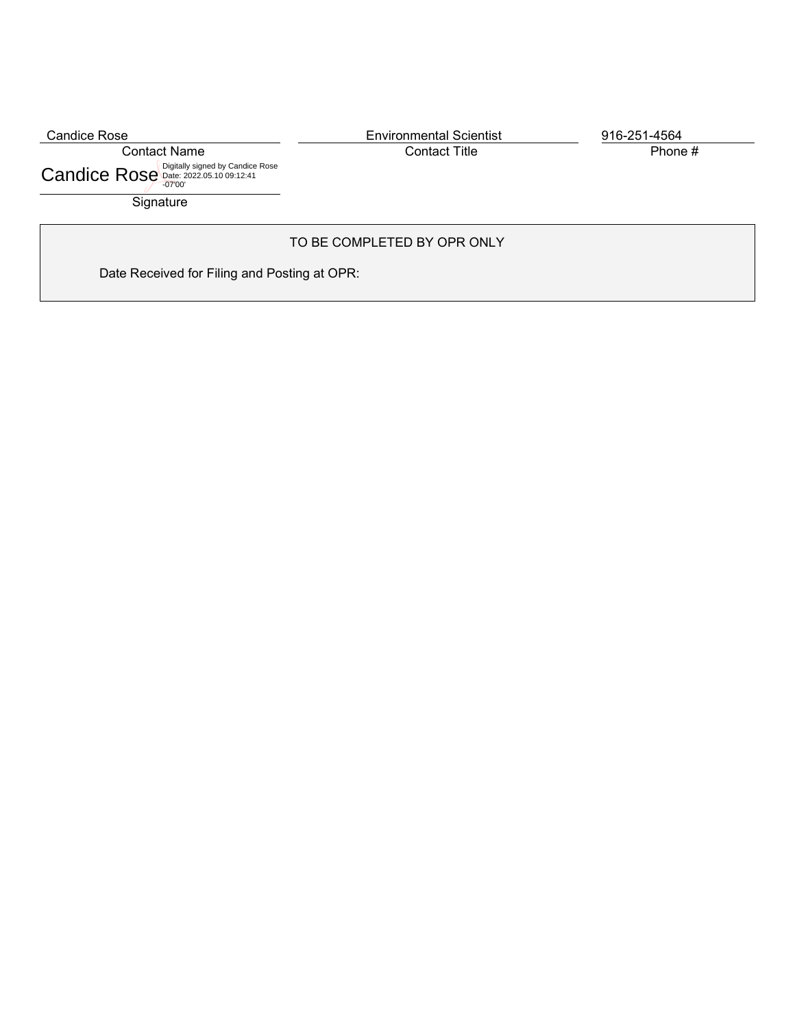| | | |
|---|---|---|
| Candice Rose | Environmental Scientist | 916-251-4564 |
| Contact Name | Contact Title | Phone # |

Candice Rose Digitally signed by Candice Rose Date: 2022.05.10 09:12:41 -07'00'

Signature

**TO BE COMPLETED BY OPR ONLY**

Date Received for Filing and Posting at OPR: